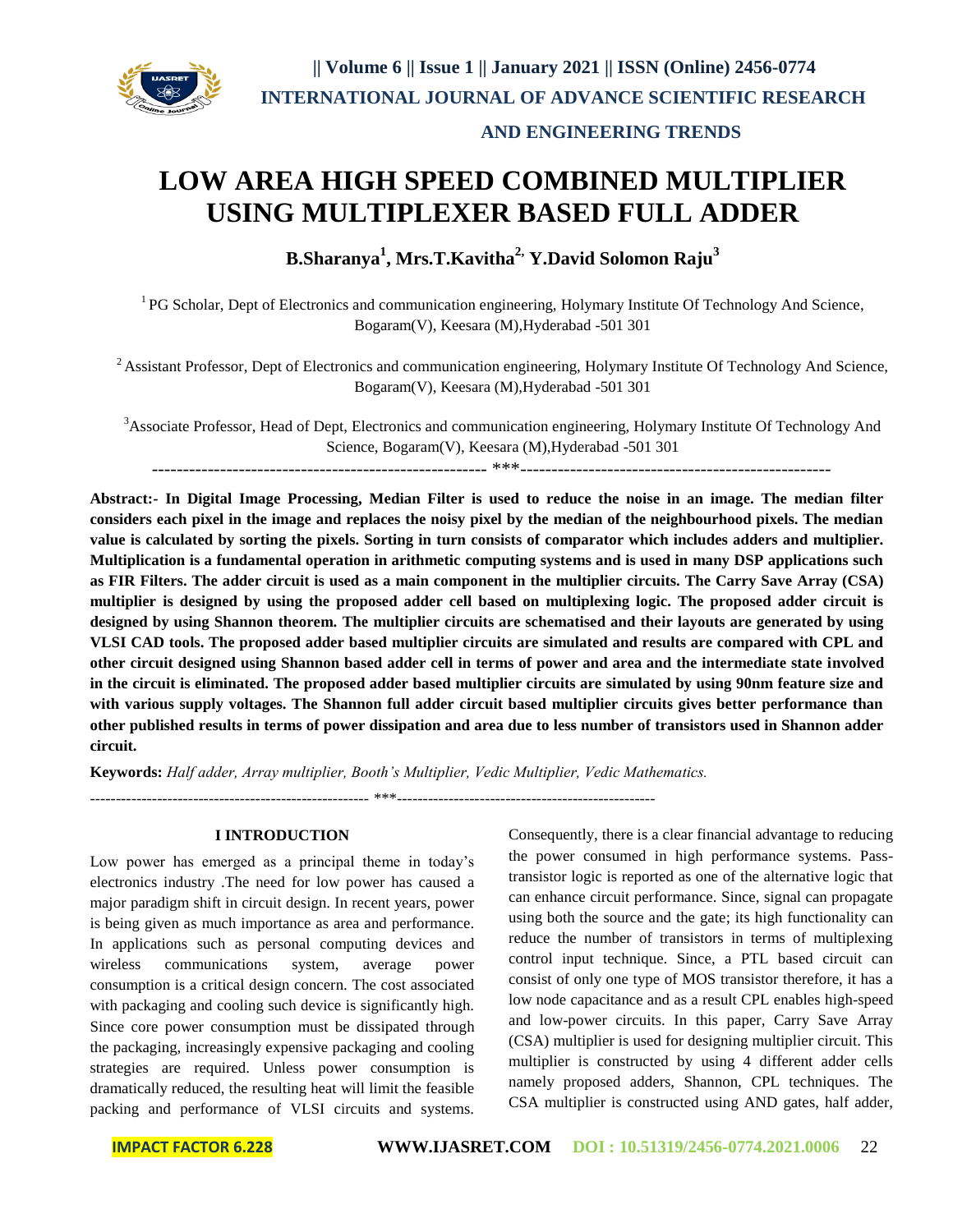# LOW AREA HIGH SPEED COMBINED MULTIPLIER USING MULTIPLEXER BASED FULL ADDER

**B.Sharanya[1], Mrs.T.Kavitha[2], Y.David Solomon Raju[3]**

[1] PG Scholar, Dept of Electronics and communication engineering, Holymary Institute Of Technology And Science, Bogaram(V), Keesara (M),Hyderabad -501 301

[2] Assistant Professor, Dept of Electronics and communication engineering, Holymary Institute Of Technology And Science, Bogaram(V), Keesara (M),Hyderabad -501 301

[3] Associate Professor, Head of Dept, Electronics and communication engineering, Holymary Institute Of Technology And Science, Bogaram(V), Keesara (M),Hyderabad -501 301

---

**Abstract:- In Digital Image Processing, Median Filter is used to reduce the noise in an image. The median filter considers each pixel in the image and replaces the noisy pixel by the median of the neighbourhood pixels. The median value is calculated by sorting the pixels. Sorting in turn consists of comparator which includes adders and multiplier. Multiplication is a fundamental operation in arithmetic computing systems and is used in many DSP applications such as FIR Filters. The adder circuit is used as a main component in the multiplier circuits. The Carry Save Array (CSA) multiplier is designed by using the proposed adder cell based on multiplexing logic. The proposed adder circuit is designed by using Shannon theorem. The multiplier circuits are schematised and their layouts are generated by using VLSI CAD tools. The proposed adder based multiplier circuits are simulated and results are compared with CPL and other circuit designed using Shannon based adder cell in terms of power and area and the intermediate state involved in the circuit is eliminated. The proposed adder based multiplier circuits are simulated by using 90nm feature size and with various supply voltages. The Shannon full adder circuit based multiplier circuits gives better performance than other published results in terms of power dissipation and area due to less number of transistors used in Shannon adder circuit.**

**Keywords:** *Half adder, Array multiplier, Booth's Multiplier, Vedic Multiplier, Vedic Mathematics.*

---

## I INTRODUCTION

Low power has emerged as a principal theme in today's electronics industry .The need for low power has caused a major paradigm shift in circuit design. In recent years, power is being given as much importance as area and performance. In applications such as personal computing devices and wireless communications system, average power consumption is a critical design concern. The cost associated with packaging and cooling such device is significantly high. Since core power consumption must be dissipated through the packaging, increasingly expensive packaging and cooling strategies are required. Unless power consumption is dramatically reduced, the resulting heat will limit the feasible packing and performance of VLSI circuits and systems. Consequently, there is a clear financial advantage to reducing the power consumed in high performance systems. Pass-transistor logic is reported as one of the alternative logic that can enhance circuit performance. Since, signal can propagate using both the source and the gate; its high functionality can reduce the number of transistors in terms of multiplexing control input technique. Since, a PTL based circuit can consist of only one type of MOS transistor therefore, it has a low node capacitance and as a result CPL enables high-speed and low-power circuits. In this paper, Carry Save Array (CSA) multiplier is used for designing multiplier circuit. This multiplier is constructed by using 4 different adder cells namely proposed adders, Shannon, CPL techniques. The CSA multiplier is constructed using AND gates, half adder,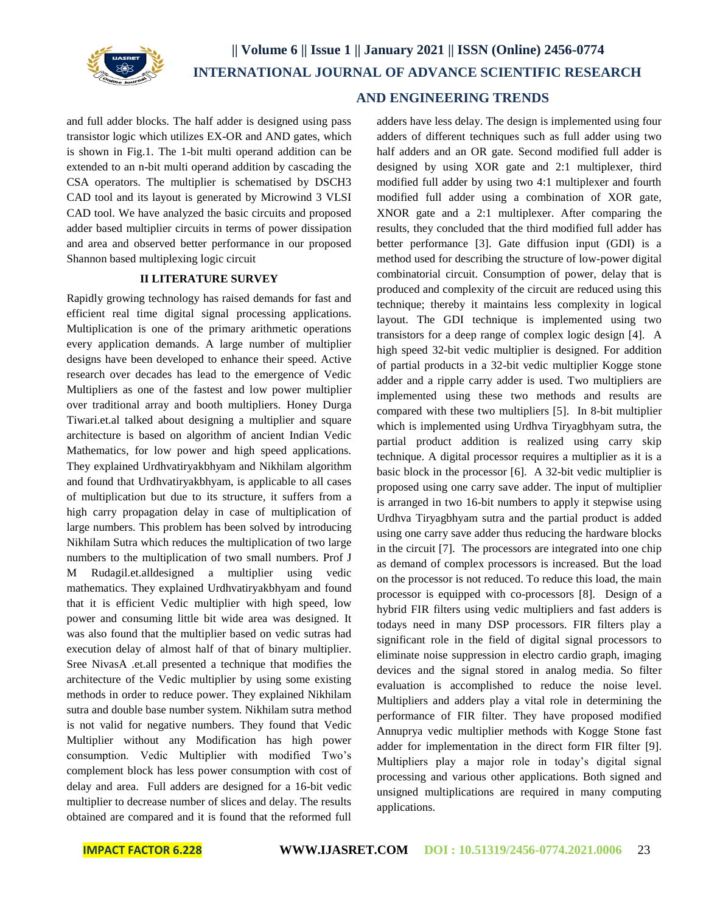and full adder blocks. The half adder is designed using pass transistor logic which utilizes EX-OR and AND gates, which is shown in Fig.1. The 1-bit multi operand addition can be extended to an n-bit multi operand addition by cascading the CSA operators. The multiplier is schematised by DSCH3 CAD tool and its layout is generated by Microwind 3 VLSI CAD tool. We have analyzed the basic circuits and proposed adder based multiplier circuits in terms of power dissipation and area and observed better performance in our proposed Shannon based multiplexing logic circuit

## II LITERATURE SURVEY

Rapidly growing technology has raised demands for fast and efficient real time digital signal processing applications. Multiplication is one of the primary arithmetic operations every application demands. A large number of multiplier designs have been developed to enhance their speed. Active research over decades has lead to the emergence of Vedic Multipliers as one of the fastest and low power multiplier over traditional array and booth multipliers. Honey Durga Tiwari.et.al talked about designing a multiplier and square architecture is based on algorithm of ancient Indian Vedic Mathematics, for low power and high speed applications. They explained Urdhvatiryakbhyam and Nikhilam algorithm and found that Urdhvatiryakbhyam, is applicable to all cases of multiplication but due to its structure, it suffers from a high carry propagation delay in case of multiplication of large numbers. This problem has been solved by introducing Nikhilam Sutra which reduces the multiplication of two large numbers to the multiplication of two small numbers. Prof J M Rudagil.et.alldesigned a multiplier using vedic mathematics. They explained Urdhvatiryakbhyam and found that it is efficient Vedic multiplier with high speed, low power and consuming little bit wide area was designed. It was also found that the multiplier based on vedic sutras had execution delay of almost half of that of binary multiplier. Sree NivasA .et.all presented a technique that modifies the architecture of the Vedic multiplier by using some existing methods in order to reduce power. They explained Nikhilam sutra and double base number system. Nikhilam sutra method is not valid for negative numbers. They found that Vedic Multiplier without any Modification has high power consumption. Vedic Multiplier with modified Two's complement block has less power consumption with cost of delay and area. Full adders are designed for a 16-bit vedic multiplier to decrease number of slices and delay. The results obtained are compared and it is found that the reformed full adders have less delay. The design is implemented using four adders of different techniques such as full adder using two half adders and an OR gate. Second modified full adder is designed by using XOR gate and 2:1 multiplexer, third modified full adder by using two 4:1 multiplexer and fourth modified full adder using a combination of XOR gate, XNOR gate and a 2:1 multiplexer. After comparing the results, they concluded that the third modified full adder has better performance [3]. Gate diffusion input (GDI) is a method used for describing the structure of low-power digital combinatorial circuit. Consumption of power, delay that is produced and complexity of the circuit are reduced using this technique; thereby it maintains less complexity in logical layout. The GDI technique is implemented using two transistors for a deep range of complex logic design [4]. A high speed 32-bit vedic multiplier is designed. For addition of partial products in a 32-bit vedic multiplier Kogge stone adder and a ripple carry adder is used. Two multipliers are implemented using these two methods and results are compared with these two multipliers [5]. In 8-bit multiplier which is implemented using Urdhva Tiryagbhyam sutra, the partial product addition is realized using carry skip technique. A digital processor requires a multiplier as it is a basic block in the processor [6]. A 32-bit vedic multiplier is proposed using one carry save adder. The input of multiplier is arranged in two 16-bit numbers to apply it stepwise using Urdhva Tiryagbhyam sutra and the partial product is added using one carry save adder thus reducing the hardware blocks in the circuit [7]. The processors are integrated into one chip as demand of complex processors is increased. But the load on the processor is not reduced. To reduce this load, the main processor is equipped with co-processors [8]. Design of a hybrid FIR filters using vedic multipliers and fast adders is todays need in many DSP processors. FIR filters play a significant role in the field of digital signal processors to eliminate noise suppression in electro cardio graph, imaging devices and the signal stored in analog media. So filter evaluation is accomplished to reduce the noise level. Multipliers and adders play a vital role in determining the performance of FIR filter. They have proposed modified Annuprya vedic multiplier methods with Kogge Stone fast adder for implementation in the direct form FIR filter [9]. Multipliers play a major role in today's digital signal processing and various other applications. Both signed and unsigned multiplications are required in many computing applications.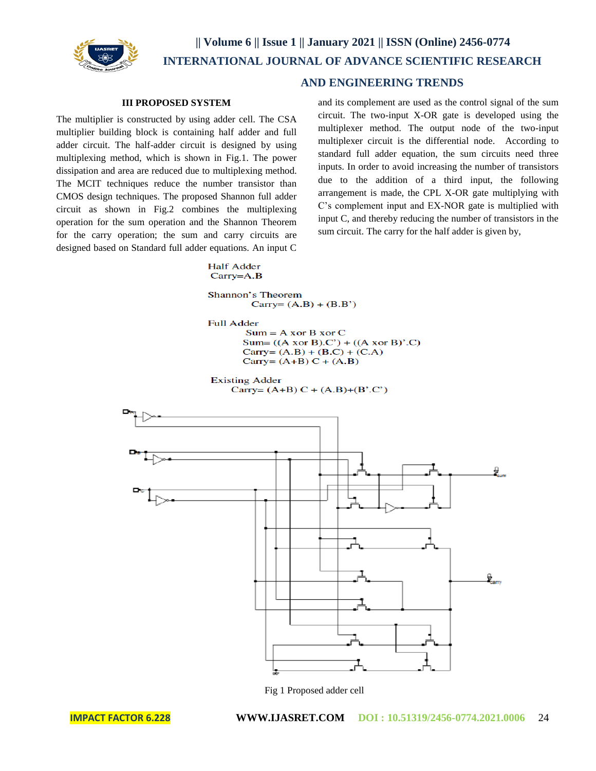## III PROPOSED SYSTEM

The multiplier is constructed by using adder cell. The CSA multiplier building block is containing half adder and full adder circuit. The half-adder circuit is designed by using multiplexing method, which is shown in Fig.1. The power dissipation and area are reduced due to multiplexing method. The MCIT techniques reduce the number transistor than CMOS design techniques. The proposed Shannon full adder circuit as shown in Fig.2 combines the multiplexing operation for the sum operation and the Shannon Theorem for the carry operation; the sum and carry circuits are designed based on Standard full adder equations. An input C and its complement are used as the control signal of the sum circuit. The two-input X-OR gate is developed using the multiplexer method. The output node of the two-input multiplexer circuit is the differential node. According to standard full adder equation, the sum circuits need three inputs. In order to avoid increasing the number of transistors due to the addition of a third input, the following arrangement is made, the CPL X-OR gate multiplying with C's complement input and EX-NOR gate is multiplied with input C, and thereby reducing the number of transistors in the sum circuit. The carry for the half adder is given by,

Half Adder

Carry=A.B

Shannon's Theorem

Carry= (A.B) + (B.B')

Full Adder

Sum = A xor B xor C

Sum= ((A xor B).C') + ((A xor B)'.C)

Carry= (A.B) + (B.C) + (C.A)

Carry= (A+B) C + (A.B)

Existing Adder

Carry= (A+B) C + (A.B)+(B'.C')

Fig 1 Proposed adder cell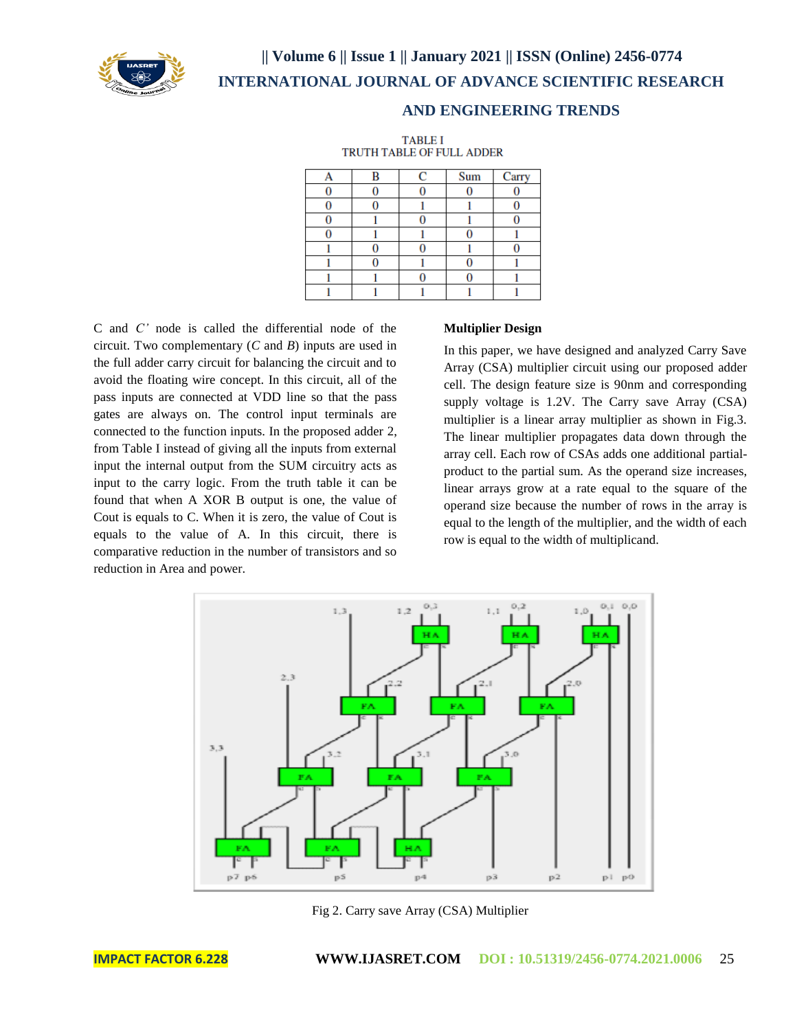TABLE I
TRUTH TABLE OF FULL ADDER

| A | B | C | Sum | Carry |
|---|---|---|---|---|
| 0 | 0 | 0 | 0 | 0 |
| 0 | 0 | 1 | 1 | 0 |
| 0 | 1 | 0 | 1 | 0 |
| 0 | 1 | 1 | 0 | 1 |
| 1 | 0 | 0 | 1 | 0 |
| 1 | 0 | 1 | 0 | 1 |
| 1 | 1 | 0 | 0 | 1 |
| 1 | 1 | 1 | 1 | 1 |

C and *C'* node is called the differential node of the circuit. Two complementary (*C* and *B*) inputs are used in the full adder carry circuit for balancing the circuit and to avoid the floating wire concept. In this circuit, all of the pass inputs are connected at VDD line so that the pass gates are always on. The control input terminals are connected to the function inputs. In the proposed adder 2, from Table I instead of giving all the inputs from external input the internal output from the SUM circuitry acts as input to the carry logic. From the truth table it can be found that when A XOR B output is one, the value of Cout is equals to C. When it is zero, the value of Cout is equals to the value of A. In this circuit, there is comparative reduction in the number of transistors and so reduction in Area and power.

**Multiplier Design**

In this paper, we have designed and analyzed Carry Save Array (CSA) multiplier circuit using our proposed adder cell. The design feature size is 90nm and corresponding supply voltage is 1.2V. The Carry save Array (CSA) multiplier is a linear array multiplier as shown in Fig.3. The linear multiplier propagates data down through the array cell. Each row of CSAs adds one additional partial-product to the partial sum. As the operand size increases, linear arrays grow at a rate equal to the square of the operand size because the number of rows in the array is equal to the length of the multiplier, and the width of each row is equal to the width of multiplicand.

Fig 2. Carry save Array (CSA) Multiplier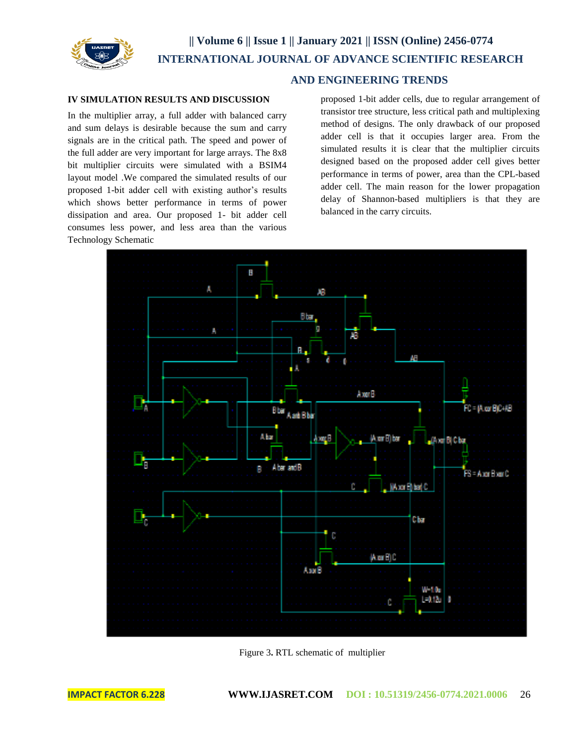## IV SIMULATION RESULTS AND DISCUSSION

In the multiplier array, a full adder with balanced carry and sum delays is desirable because the sum and carry signals are in the critical path. The speed and power of the full adder are very important for large arrays. The 8x8 bit multiplier circuits were simulated with a BSIM4 layout model .We compared the simulated results of our proposed 1-bit adder cell with existing author's results which shows better performance in terms of power dissipation and area. Our proposed 1- bit adder cell consumes less power, and less area than the various Technology Schematic proposed 1-bit adder cells, due to regular arrangement of transistor tree structure, less critical path and multiplexing method of designs. The only drawback of our proposed adder cell is that it occupies larger area. From the simulated results it is clear that the multiplier circuits designed based on the proposed adder cell gives better performance in terms of power, area than the CPL-based adder cell. The main reason for the lower propagation delay of Shannon-based multipliers is that they are balanced in the carry circuits.

Figure 3. RTL schematic of multiplier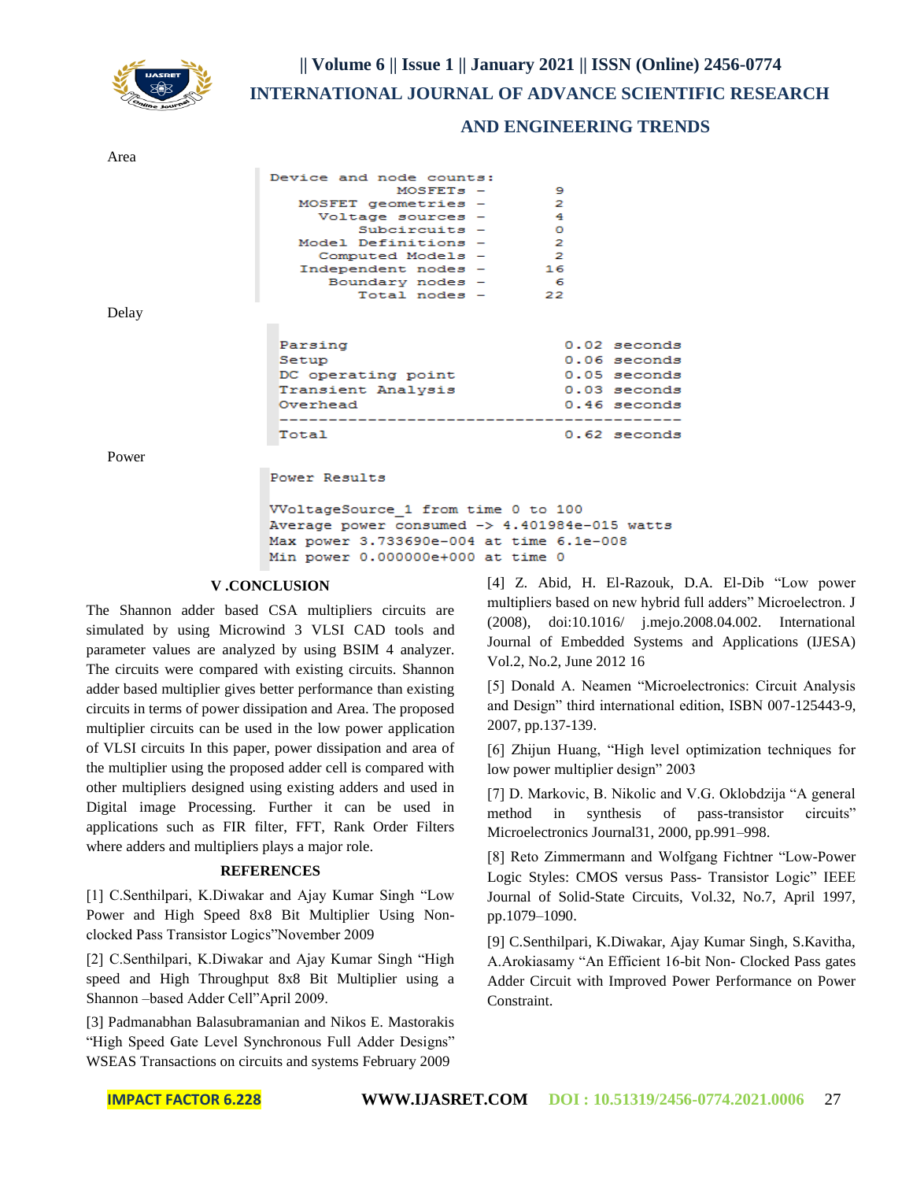Area

```
Device and node counts:
             MOSFETs -         9
   MOSFET geometries -         2
     Voltage sources -         4
         Subcircuits -         0
   Model Definitions -         2
     Computed Models -         2
   Independent nodes -        16
      Boundary nodes -         6
         Total nodes -        22
```

Delay

```
Parsing                        0.02 seconds
Setup                          0.06 seconds
DC operating point             0.05 seconds
Transient Analysis             0.03 seconds
Overhead                       0.46 seconds
----------------------------------------
Total                          0.62 seconds
```

Power

```
Power Results

VVoltageSource_1 from time 0 to 100
Average power consumed -> 4.401984e-015 watts
Max power 3.733690e-004 at time 6.1e-008
Min power 0.000000e+000 at time 0
```

## V .CONCLUSION

The Shannon adder based CSA multipliers circuits are simulated by using Microwind 3 VLSI CAD tools and parameter values are analyzed by using BSIM 4 analyzer. The circuits were compared with existing circuits. Shannon adder based multiplier gives better performance than existing circuits in terms of power dissipation and Area. The proposed multiplier circuits can be used in the low power application of VLSI circuits In this paper, power dissipation and area of the multiplier using the proposed adder cell is compared with other multipliers designed using existing adders and used in Digital image Processing. Further it can be used in applications such as FIR filter, FFT, Rank Order Filters where adders and multipliers plays a major role.

## REFERENCES

[1] C.Senthilpari, K.Diwakar and Ajay Kumar Singh "Low Power and High Speed 8x8 Bit Multiplier Using Non-clocked Pass Transistor Logics"November 2009

[2] C.Senthilpari, K.Diwakar and Ajay Kumar Singh "High speed and High Throughput 8x8 Bit Multiplier using a Shannon –based Adder Cell"April 2009.

[3] Padmanabhan Balasubramanian and Nikos E. Mastorakis "High Speed Gate Level Synchronous Full Adder Designs" WSEAS Transactions on circuits and systems February 2009

[4] Z. Abid, H. El-Razouk, D.A. El-Dib "Low power multipliers based on new hybrid full adders" Microelectron. J (2008), doi:10.1016/ j.mejo.2008.04.002. International Journal of Embedded Systems and Applications (IJESA) Vol.2, No.2, June 2012 16

[5] Donald A. Neamen "Microelectronics: Circuit Analysis and Design" third international edition, ISBN 007-125443-9, 2007, pp.137-139.

[6] Zhijun Huang, "High level optimization techniques for low power multiplier design" 2003

[7] D. Markovic, B. Nikolic and V.G. Oklobdzija "A general method in synthesis of pass-transistor circuits" Microelectronics Journal31, 2000, pp.991–998.

[8] Reto Zimmermann and Wolfgang Fichtner "Low-Power Logic Styles: CMOS versus Pass- Transistor Logic" IEEE Journal of Solid-State Circuits, Vol.32, No.7, April 1997, pp.1079–1090.

[9] C.Senthilpari, K.Diwakar, Ajay Kumar Singh, S.Kavitha, A.Arokiasamy "An Efficient 16-bit Non- Clocked Pass gates Adder Circuit with Improved Power Performance on Power Constraint.